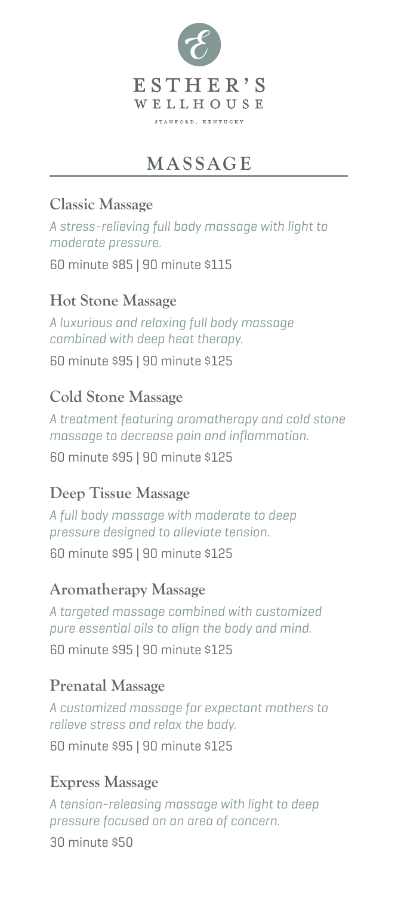ESTHER'S
WELLHOUSE

STANFORD, KENTUCKY

# MASSAGE

## Classic Massage

*A stress-relieving full body massage with light to moderate pressure.*

60 minute $85 | 90 minute $115

## Hot Stone Massage

*A luxurious and relaxing full body massage combined with deep heat therapy.*

60 minute $95 | 90 minute $125

## Cold Stone Massage

*A treatment featuring aromatherapy and cold stone massage to decrease pain and inflammation.*

60 minute $95 | 90 minute $125

## Deep Tissue Massage

*A full body massage with moderate to deep pressure designed to alleviate tension.*

60 minute $95 | 90 minute $125

## Aromatherapy Massage

*A targeted massage combined with customized pure essential oils to align the body and mind.*

60 minute $95 | 90 minute $125

## Prenatal Massage

*A customized massage for expectant mothers to relieve stress and relax the body.*

60 minute $95 | 90 minute $125

## Express Massage

*A tension-releasing massage with light to deep pressure focused on an area of concern.*

30 minute $50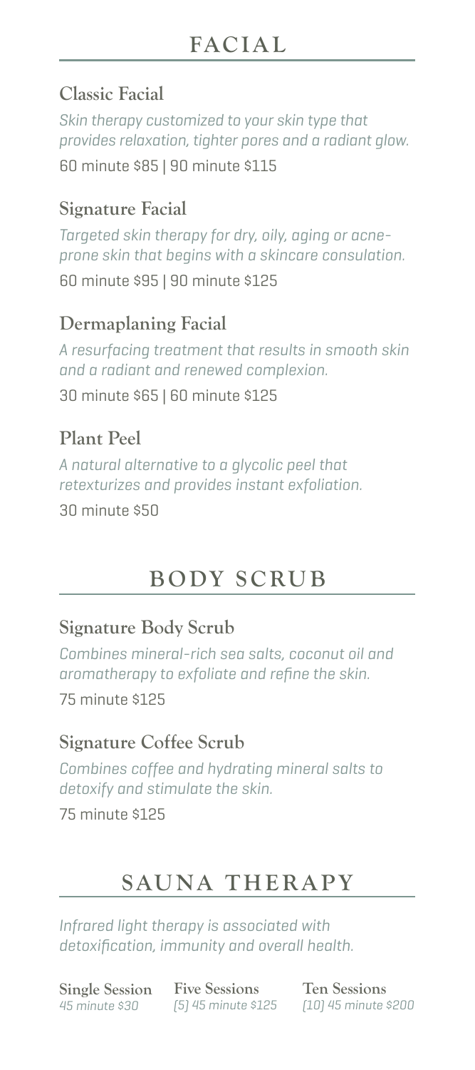## FACIAL

### Classic Facial

*Skin therapy customized to your skin type that provides relaxation, tighter pores and a radiant glow.*

60 minute $85 | 90 minute $115

### Signature Facial

*Targeted skin therapy for dry, oily, aging or acne-prone skin that begins with a skincare consulation.*

60 minute $95 | 90 minute $125

### Dermaplaning Facial

*A resurfacing treatment that results in smooth skin and a radiant and renewed complexion.*

30 minute $65 | 60 minute $125

### Plant Peel

*A natural alternative to a glycolic peel that retexturizes and provides instant exfoliation.*

30 minute $50

## BODY SCRUB

### Signature Body Scrub

*Combines mineral-rich sea salts, coconut oil and aromatherapy to exfoliate and refine the skin.*

75 minute $125

### Signature Coffee Scrub

*Combines coffee and hydrating mineral salts to detoxify and stimulate the skin.*

75 minute $125

## SAUNA THERAPY

*Infrared light therapy is associated with detoxification, immunity and overall health.*

**Single Session**
*45 minute $30*

**Five Sessions**
*(5) 45 minute $125*

**Ten Sessions**
*(10) 45 minute $200*